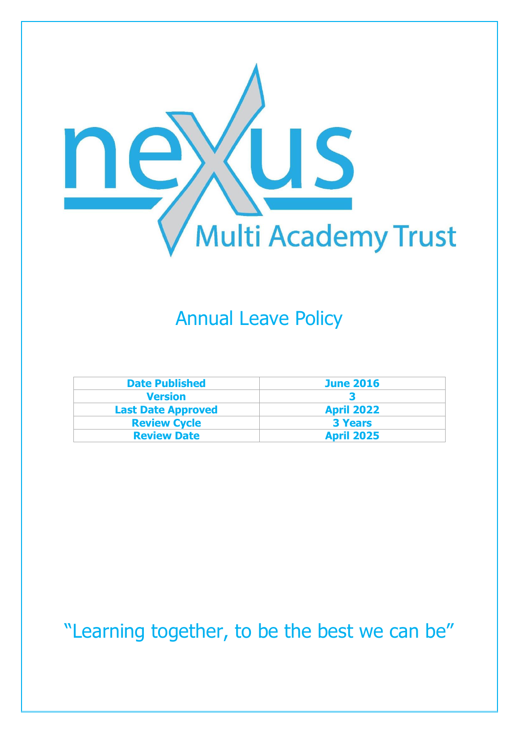nexus

Multi Academy Trust

# Annual Leave Policy

| Date Published | June 2016 |
| --- | --- |
| Version | 3 |
| Last Date Approved | April 2022 |
| Review Cycle | 3 Years |
| Review Date | April 2025 |

"Learning together, to be the best we can be"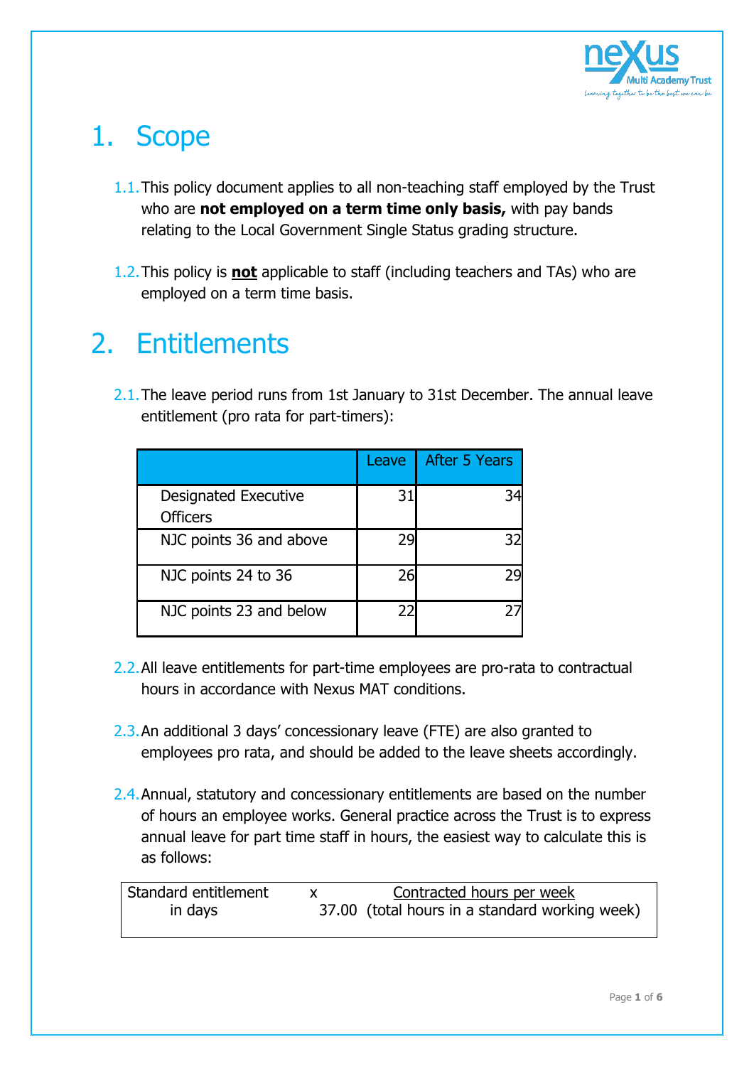# 1. Scope

1.1. This policy document applies to all non-teaching staff employed by the Trust who are **not employed on a term time only basis,** with pay bands relating to the Local Government Single Status grading structure.

1.2. This policy is **not** applicable to staff (including teachers and TAs) who are employed on a term time basis.

# 2. Entitlements

2.1. The leave period runs from 1st January to 31st December. The annual leave entitlement (pro rata for part-timers):

| | Leave | After 5 Years |
|---|---|---|
| Designated Executive Officers | 31 | 34 |
| NJC points 36 and above | 29 | 32 |
| NJC points 24 to 36 | 26 | 29 |
| NJC points 23 and below | 22 | 27 |

2.2. All leave entitlements for part-time employees are pro-rata to contractual hours in accordance with Nexus MAT conditions.

2.3. An additional 3 days' concessionary leave (FTE) are also granted to employees pro rata, and should be added to the leave sheets accordingly.

2.4. Annual, statutory and concessionary entitlements are based on the number of hours an employee works. General practice across the Trust is to express annual leave for part time staff in hours, the easiest way to calculate this is as follows:

$$\text{Standard entitlement in days} \times \frac{\text{Contracted hours per week}}{37.00 \text{ (total hours in a standard working week)}}$$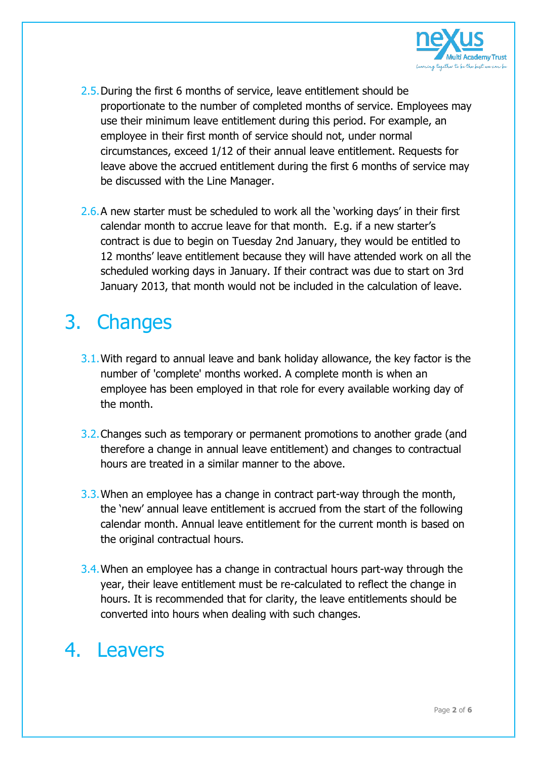2.5. During the first 6 months of service, leave entitlement should be proportionate to the number of completed months of service. Employees may use their minimum leave entitlement during this period. For example, an employee in their first month of service should not, under normal circumstances, exceed 1/12 of their annual leave entitlement. Requests for leave above the accrued entitlement during the first 6 months of service may be discussed with the Line Manager.

2.6. A new starter must be scheduled to work all the 'working days' in their first calendar month to accrue leave for that month. E.g. if a new starter's contract is due to begin on Tuesday 2nd January, they would be entitled to 12 months' leave entitlement because they will have attended work on all the scheduled working days in January. If their contract was due to start on 3rd January 2013, that month would not be included in the calculation of leave.

# 3. Changes

3.1. With regard to annual leave and bank holiday allowance, the key factor is the number of 'complete' months worked. A complete month is when an employee has been employed in that role for every available working day of the month.

3.2. Changes such as temporary or permanent promotions to another grade (and therefore a change in annual leave entitlement) and changes to contractual hours are treated in a similar manner to the above.

3.3. When an employee has a change in contract part-way through the month, the 'new' annual leave entitlement is accrued from the start of the following calendar month. Annual leave entitlement for the current month is based on the original contractual hours.

3.4. When an employee has a change in contractual hours part-way through the year, their leave entitlement must be re-calculated to reflect the change in hours. It is recommended that for clarity, the leave entitlements should be converted into hours when dealing with such changes.

# 4. Leavers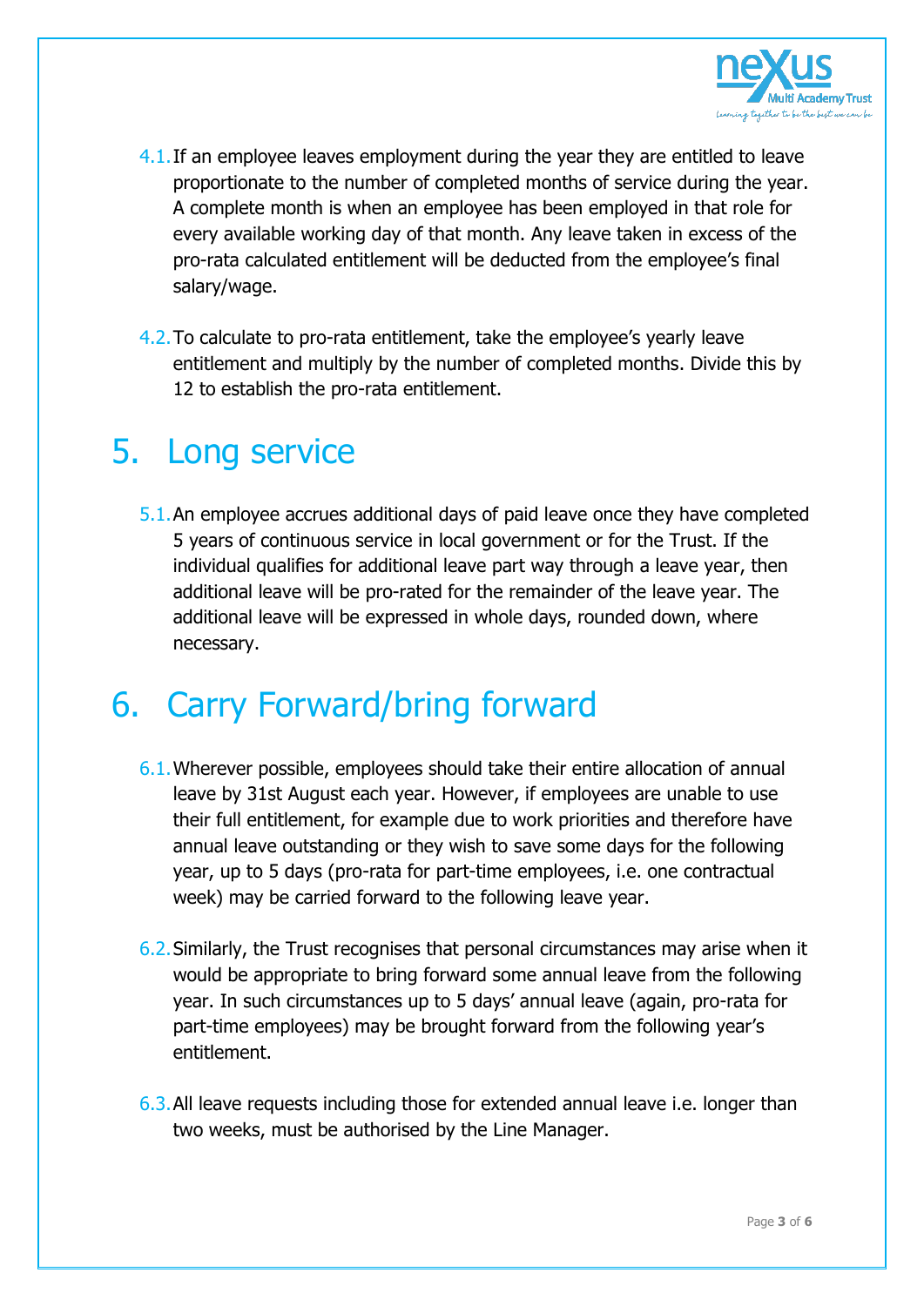4.1. If an employee leaves employment during the year they are entitled to leave proportionate to the number of completed months of service during the year. A complete month is when an employee has been employed in that role for every available working day of that month. Any leave taken in excess of the pro-rata calculated entitlement will be deducted from the employee's final salary/wage.

4.2. To calculate to pro-rata entitlement, take the employee's yearly leave entitlement and multiply by the number of completed months. Divide this by 12 to establish the pro-rata entitlement.

# 5. Long service

5.1. An employee accrues additional days of paid leave once they have completed 5 years of continuous service in local government or for the Trust. If the individual qualifies for additional leave part way through a leave year, then additional leave will be pro-rated for the remainder of the leave year. The additional leave will be expressed in whole days, rounded down, where necessary.

# 6. Carry Forward/bring forward

6.1. Wherever possible, employees should take their entire allocation of annual leave by 31st August each year. However, if employees are unable to use their full entitlement, for example due to work priorities and therefore have annual leave outstanding or they wish to save some days for the following year, up to 5 days (pro-rata for part-time employees, i.e. one contractual week) may be carried forward to the following leave year.

6.2. Similarly, the Trust recognises that personal circumstances may arise when it would be appropriate to bring forward some annual leave from the following year. In such circumstances up to 5 days' annual leave (again, pro-rata for part-time employees) may be brought forward from the following year's entitlement.

6.3. All leave requests including those for extended annual leave i.e. longer than two weeks, must be authorised by the Line Manager.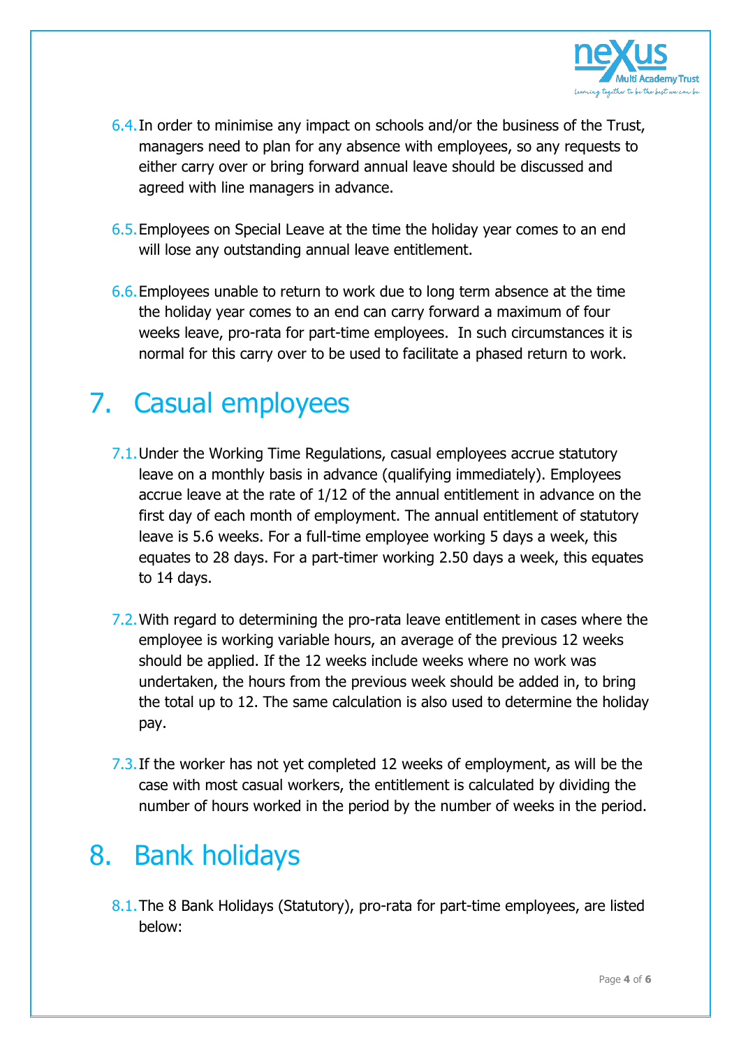6.4. In order to minimise any impact on schools and/or the business of the Trust, managers need to plan for any absence with employees, so any requests to either carry over or bring forward annual leave should be discussed and agreed with line managers in advance.

6.5. Employees on Special Leave at the time the holiday year comes to an end will lose any outstanding annual leave entitlement.

6.6. Employees unable to return to work due to long term absence at the time the holiday year comes to an end can carry forward a maximum of four weeks leave, pro-rata for part-time employees. In such circumstances it is normal for this carry over to be used to facilitate a phased return to work.

# 7. Casual employees

7.1. Under the Working Time Regulations, casual employees accrue statutory leave on a monthly basis in advance (qualifying immediately). Employees accrue leave at the rate of 1/12 of the annual entitlement in advance on the first day of each month of employment. The annual entitlement of statutory leave is 5.6 weeks. For a full-time employee working 5 days a week, this equates to 28 days. For a part-timer working 2.50 days a week, this equates to 14 days.

7.2. With regard to determining the pro-rata leave entitlement in cases where the employee is working variable hours, an average of the previous 12 weeks should be applied. If the 12 weeks include weeks where no work was undertaken, the hours from the previous week should be added in, to bring the total up to 12. The same calculation is also used to determine the holiday pay.

7.3. If the worker has not yet completed 12 weeks of employment, as will be the case with most casual workers, the entitlement is calculated by dividing the number of hours worked in the period by the number of weeks in the period.

# 8. Bank holidays

8.1. The 8 Bank Holidays (Statutory), pro-rata for part-time employees, are listed below: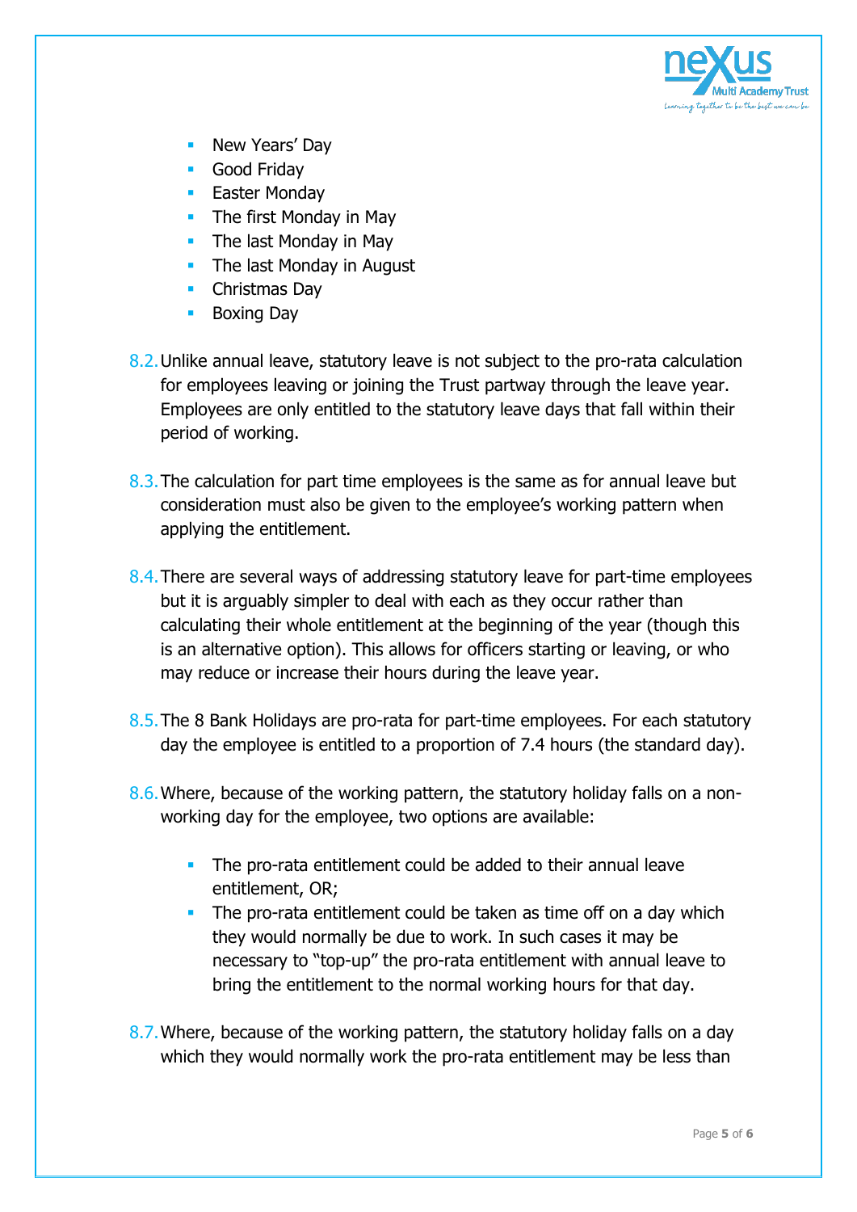- New Years' Day
- Good Friday
- Easter Monday
- The first Monday in May
- The last Monday in May
- The last Monday in August
- Christmas Day
- Boxing Day

8.2. Unlike annual leave, statutory leave is not subject to the pro-rata calculation for employees leaving or joining the Trust partway through the leave year. Employees are only entitled to the statutory leave days that fall within their period of working.

8.3. The calculation for part time employees is the same as for annual leave but consideration must also be given to the employee's working pattern when applying the entitlement.

8.4. There are several ways of addressing statutory leave for part-time employees but it is arguably simpler to deal with each as they occur rather than calculating their whole entitlement at the beginning of the year (though this is an alternative option). This allows for officers starting or leaving, or who may reduce or increase their hours during the leave year.

8.5. The 8 Bank Holidays are pro-rata for part-time employees. For each statutory day the employee is entitled to a proportion of 7.4 hours (the standard day).

8.6. Where, because of the working pattern, the statutory holiday falls on a non-working day for the employee, two options are available:

- The pro-rata entitlement could be added to their annual leave entitlement, OR;
- The pro-rata entitlement could be taken as time off on a day which they would normally be due to work. In such cases it may be necessary to "top-up" the pro-rata entitlement with annual leave to bring the entitlement to the normal working hours for that day.

8.7. Where, because of the working pattern, the statutory holiday falls on a day which they would normally work the pro-rata entitlement may be less than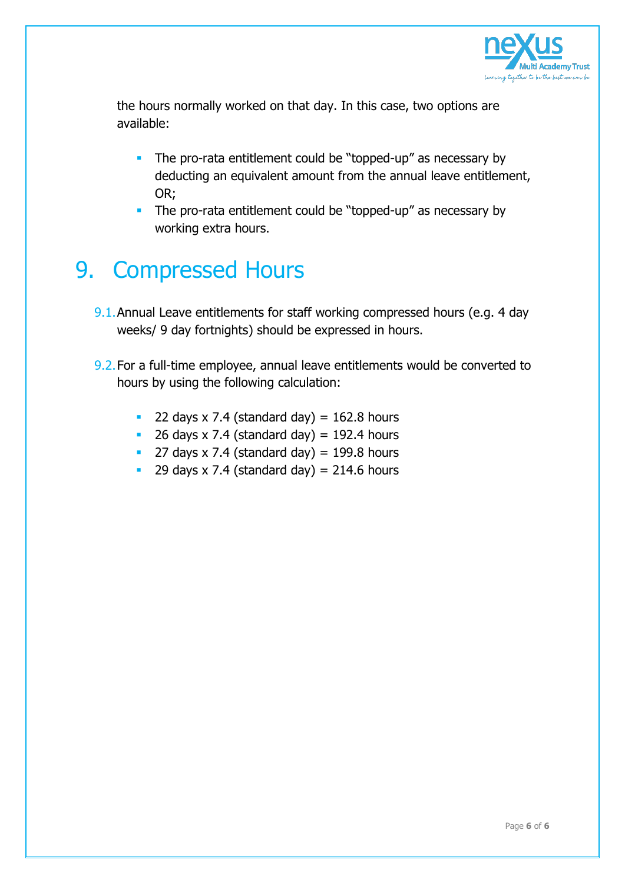the hours normally worked on that day. In this case, two options are available:

- The pro-rata entitlement could be "topped-up" as necessary by deducting an equivalent amount from the annual leave entitlement, OR;
- The pro-rata entitlement could be "topped-up" as necessary by working extra hours.

# 9. Compressed Hours

9.1. Annual Leave entitlements for staff working compressed hours (e.g. 4 day weeks/ 9 day fortnights) should be expressed in hours.

9.2. For a full-time employee, annual leave entitlements would be converted to hours by using the following calculation:

- 22 days x 7.4 (standard day) = 162.8 hours
- 26 days x 7.4 (standard day) = 192.4 hours
- 27 days x 7.4 (standard day) = 199.8 hours
- 29 days x 7.4 (standard day) = 214.6 hours